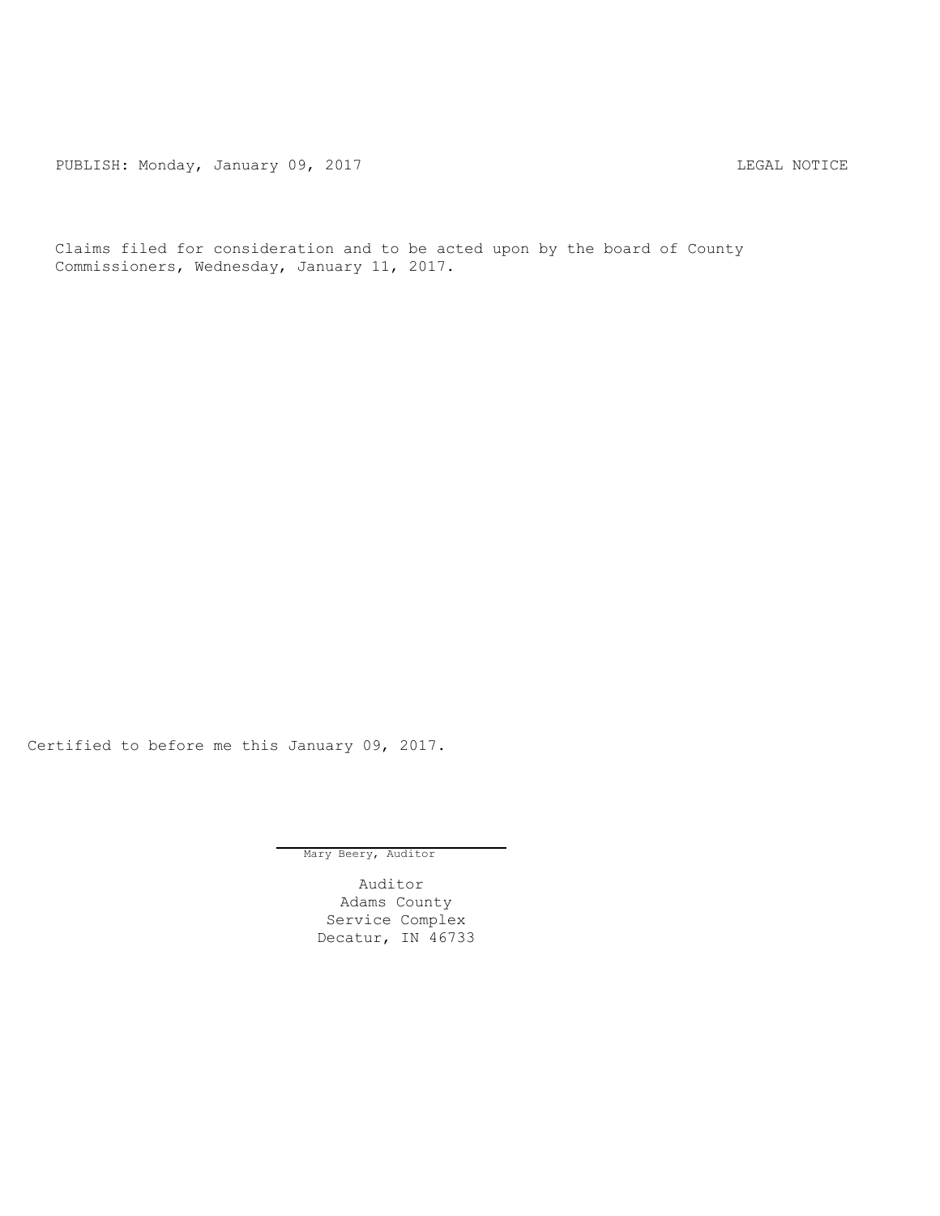PUBLISH: Monday, January 09, 2017 LEGAL NOTICE

Claims filed for consideration and to be acted upon by the board of County Commissioners, Wednesday, January 11, 2017.

Certified to before me this January 09, 2017.

Mary Beery, Auditor

Auditor
Adams County
Service Complex
Decatur, IN 46733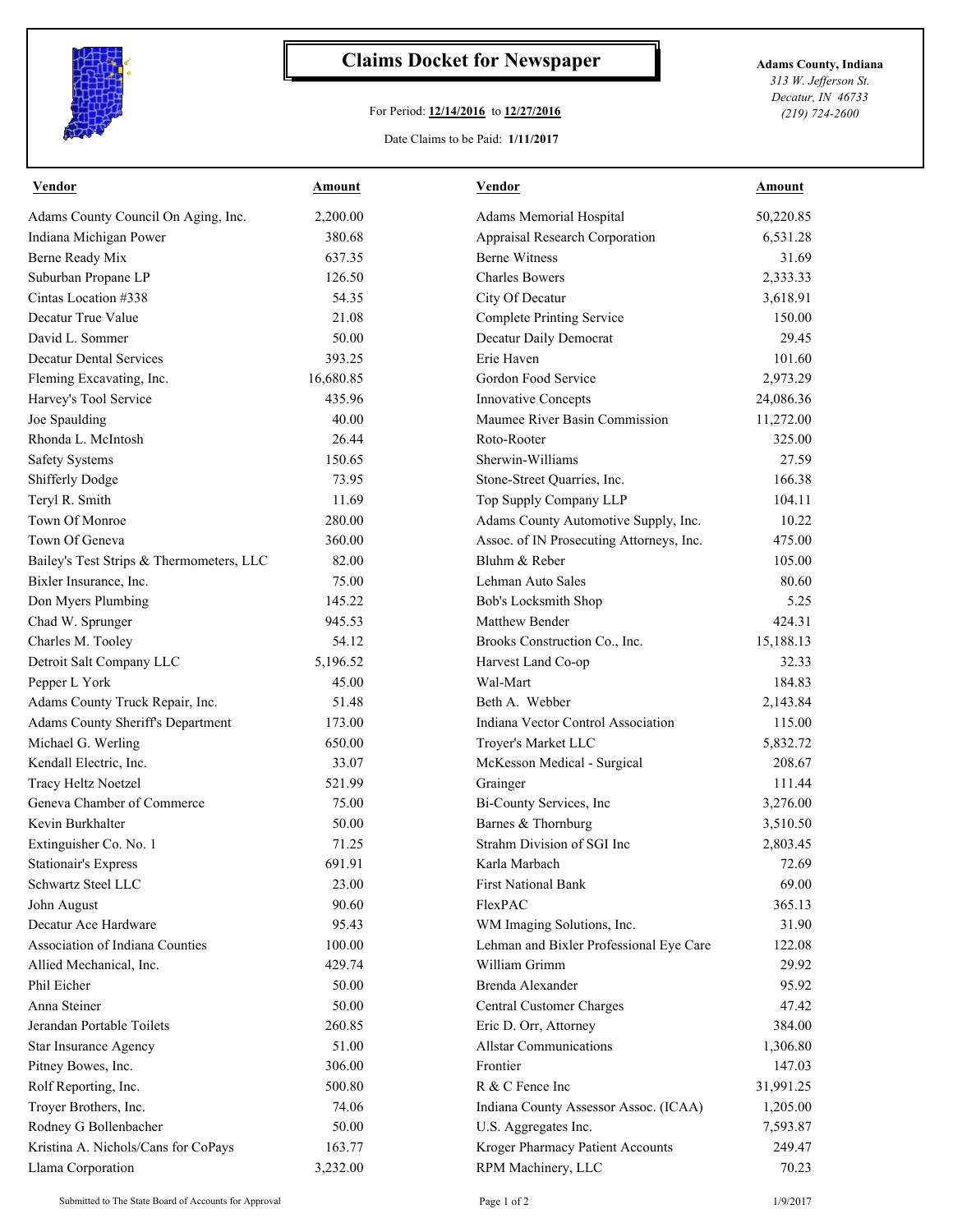# Claims Docket for Newspaper

**Adams County, Indiana**
*313 W. Jefferson St.*
*Decatur, IN 46733*
*(219) 724-2600*

For Period: **12/14/2016** to **12/27/2016**

Date Claims to be Paid: **1/11/2017**

| Vendor | Amount | Vendor | Amount |
|---|---|---|---|
| Adams County Council On Aging, Inc. | 2,200.00 | Adams Memorial Hospital | 50,220.85 |
| Indiana Michigan Power | 380.68 | Appraisal Research Corporation | 6,531.28 |
| Berne Ready Mix | 637.35 | Berne Witness | 31.69 |
| Suburban Propane LP | 126.50 | Charles Bowers | 2,333.33 |
| Cintas Location #338 | 54.35 | City Of Decatur | 3,618.91 |
| Decatur True Value | 21.08 | Complete Printing Service | 150.00 |
| David L. Sommer | 50.00 | Decatur Daily Democrat | 29.45 |
| Decatur Dental Services | 393.25 | Erie Haven | 101.60 |
| Fleming Excavating, Inc. | 16,680.85 | Gordon Food Service | 2,973.29 |
| Harvey's Tool Service | 435.96 | Innovative Concepts | 24,086.36 |
| Joe Spaulding | 40.00 | Maumee River Basin Commission | 11,272.00 |
| Rhonda L. McIntosh | 26.44 | Roto-Rooter | 325.00 |
| Safety Systems | 150.65 | Sherwin-Williams | 27.59 |
| Shifferly Dodge | 73.95 | Stone-Street Quarries, Inc. | 166.38 |
| Teryl R. Smith | 11.69 | Top Supply Company LLP | 104.11 |
| Town Of Monroe | 280.00 | Adams County Automotive Supply, Inc. | 10.22 |
| Town Of Geneva | 360.00 | Assoc. of IN Prosecuting Attorneys, Inc. | 475.00 |
| Bailey's Test Strips & Thermometers, LLC | 82.00 | Bluhm & Reber | 105.00 |
| Bixler Insurance, Inc. | 75.00 | Lehman Auto Sales | 80.60 |
| Don Myers Plumbing | 145.22 | Bob's Locksmith Shop | 5.25 |
| Chad W. Sprunger | 945.53 | Matthew Bender | 424.31 |
| Charles M. Tooley | 54.12 | Brooks Construction Co., Inc. | 15,188.13 |
| Detroit Salt Company LLC | 5,196.52 | Harvest Land Co-op | 32.33 |
| Pepper L York | 45.00 | Wal-Mart | 184.83 |
| Adams County Truck Repair, Inc. | 51.48 | Beth A. Webber | 2,143.84 |
| Adams County Sheriff's Department | 173.00 | Indiana Vector Control Association | 115.00 |
| Michael G. Werling | 650.00 | Troyer's Market LLC | 5,832.72 |
| Kendall Electric, Inc. | 33.07 | McKesson Medical - Surgical | 208.67 |
| Tracy Heltz Noetzel | 521.99 | Grainger | 111.44 |
| Geneva Chamber of Commerce | 75.00 | Bi-County Services, Inc | 3,276.00 |
| Kevin Burkhalter | 50.00 | Barnes & Thornburg | 3,510.50 |
| Extinguisher Co. No. 1 | 71.25 | Strahm Division of SGI Inc | 2,803.45 |
| Stationair's Express | 691.91 | Karla Marbach | 72.69 |
| Schwartz Steel LLC | 23.00 | First National Bank | 69.00 |
| John August | 90.60 | FlexPAC | 365.13 |
| Decatur Ace Hardware | 95.43 | WM Imaging Solutions, Inc. | 31.90 |
| Association of Indiana Counties | 100.00 | Lehman and Bixler Professional Eye Care | 122.08 |
| Allied Mechanical, Inc. | 429.74 | William Grimm | 29.92 |
| Phil Eicher | 50.00 | Brenda Alexander | 95.92 |
| Anna Steiner | 50.00 | Central Customer Charges | 47.42 |
| Jerandan Portable Toilets | 260.85 | Eric D. Orr, Attorney | 384.00 |
| Star Insurance Agency | 51.00 | Allstar Communications | 1,306.80 |
| Pitney Bowes, Inc. | 306.00 | Frontier | 147.03 |
| Rolf Reporting, Inc. | 500.80 | R & C Fence Inc | 31,991.25 |
| Troyer Brothers, Inc. | 74.06 | Indiana County Assessor Assoc. (ICAA) | 1,205.00 |
| Rodney G Bollenbacher | 50.00 | U.S. Aggregates Inc. | 7,593.87 |
| Kristina A. Nichols/Cans for CoPays | 163.77 | Kroger Pharmacy Patient Accounts | 249.47 |
| Llama Corporation | 3,232.00 | RPM Machinery, LLC | 70.23 |

Submitted to The State Board of Accounts for Approval

1/9/2017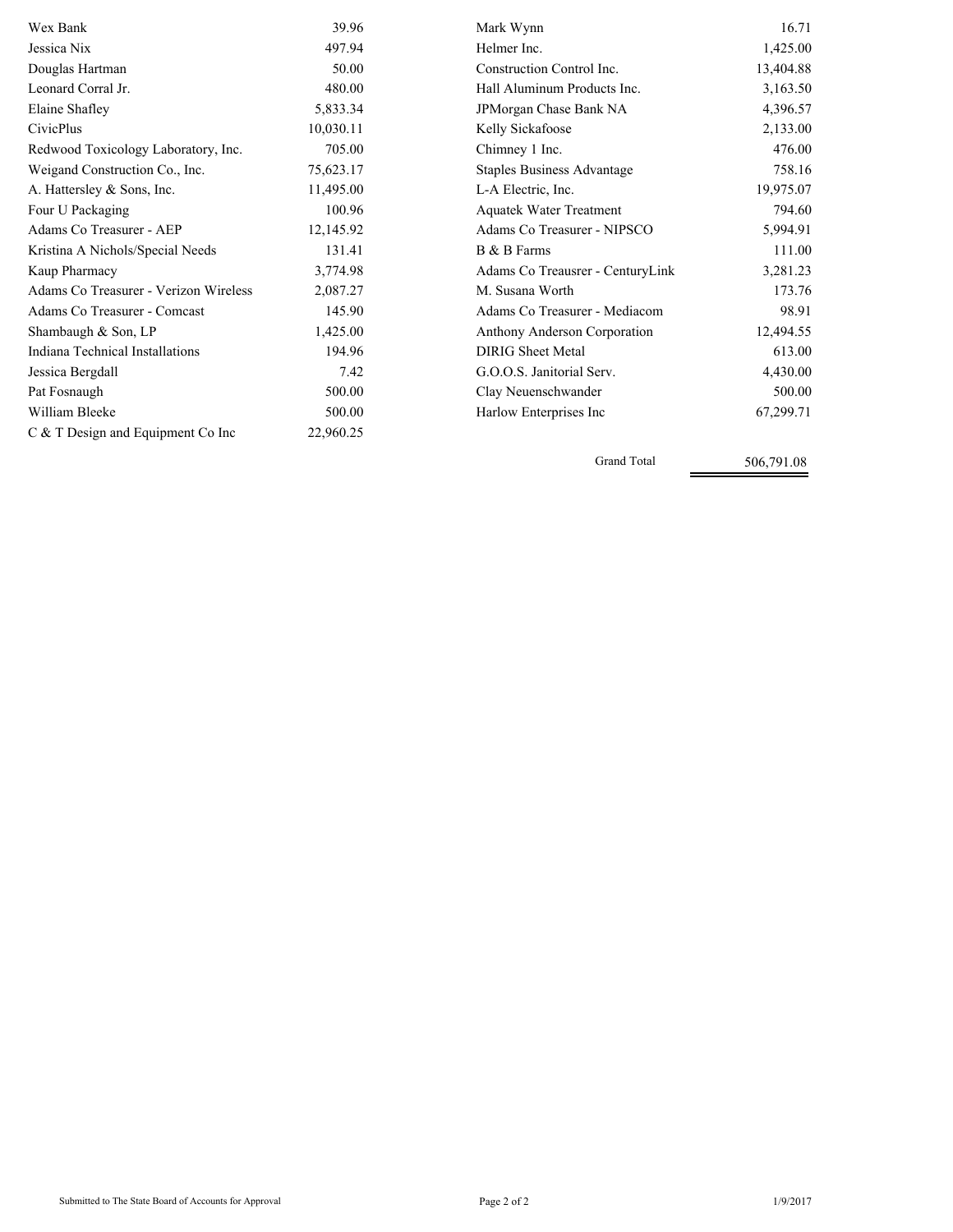| | |
|---|---|
| Wex Bank | 39.96 |
| Jessica Nix | 497.94 |
| Douglas Hartman | 50.00 |
| Leonard Corral Jr. | 480.00 |
| Elaine Shafley | 5,833.34 |
| CivicPlus | 10,030.11 |
| Redwood Toxicology Laboratory, Inc. | 705.00 |
| Weigand Construction Co., Inc. | 75,623.17 |
| A. Hattersley & Sons, Inc. | 11,495.00 |
| Four U Packaging | 100.96 |
| Adams Co Treasurer - AEP | 12,145.92 |
| Kristina A Nichols/Special Needs | 131.41 |
| Kaup Pharmacy | 3,774.98 |
| Adams Co Treasurer - Verizon Wireless | 2,087.27 |
| Adams Co Treasurer - Comcast | 145.90 |
| Shambaugh & Son, LP | 1,425.00 |
| Indiana Technical Installations | 194.96 |
| Jessica Bergdall | 7.42 |
| Pat Fosnaugh | 500.00 |
| William Bleeke | 500.00 |
| C & T Design and Equipment Co Inc | 22,960.25 |
| Mark Wynn | 16.71 |
| Helmer Inc. | 1,425.00 |
| Construction Control Inc. | 13,404.88 |
| Hall Aluminum Products Inc. | 3,163.50 |
| JPMorgan Chase Bank NA | 4,396.57 |
| Kelly Sickafoose | 2,133.00 |
| Chimney 1 Inc. | 476.00 |
| Staples Business Advantage | 758.16 |
| L-A Electric, Inc. | 19,975.07 |
| Aquatek Water Treatment | 794.60 |
| Adams Co Treasurer - NIPSCO | 5,994.91 |
| B & B Farms | 111.00 |
| Adams Co Treausrer - CenturyLink | 3,281.23 |
| M. Susana Worth | 173.76 |
| Adams Co Treasurer - Mediacom | 98.91 |
| Anthony Anderson Corporation | 12,494.55 |
| DIRIG Sheet Metal | 613.00 |
| G.O.O.S. Janitorial Serv. | 4,430.00 |
| Clay Neuenschwander | 500.00 |
| Harlow Enterprises Inc | 67,299.71 |
| Grand Total | 506,791.08 |

Submitted to The State Board of Accounts for Approval

1/9/2017